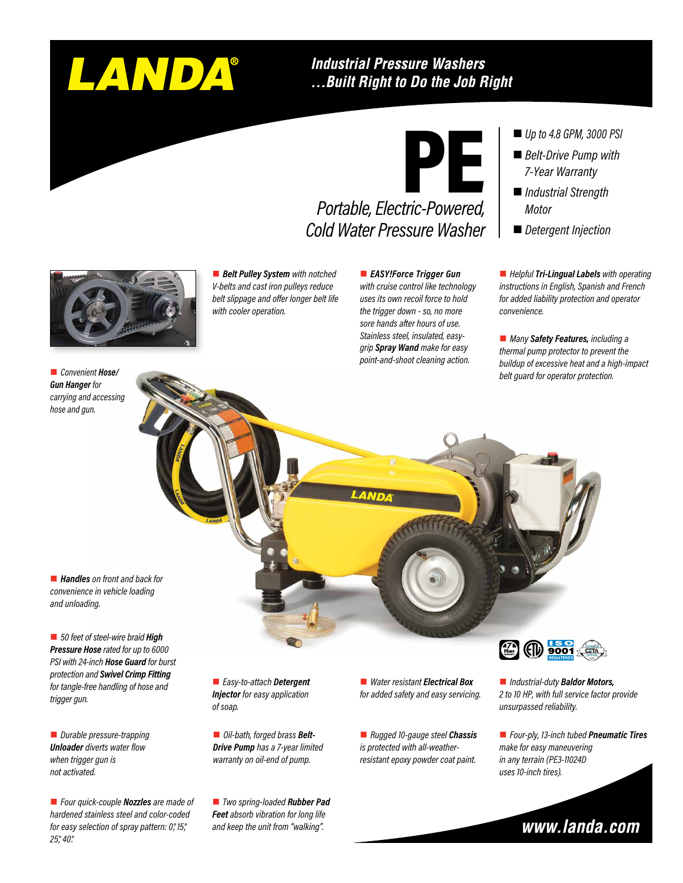# LANDA®

## Industrial Pressure Washers
## ...Built Right to Do the Job Right

# PE

*Portable, Electric-Powered, Cold Water Pressure Washer*

- *Up to 4.8 GPM, 3000 PSI*
- *Belt-Drive Pump with 7-Year Warranty*
- *Industrial Strength Motor*
- *Detergent Injection*

- ***Belt Pulley System** with notched V-belts and cast iron pulleys reduce belt slippage and offer longer belt life with cooler operation.*

- ***EASY!Force Trigger Gun** with cruise control like technology uses its own recoil force to hold the trigger down - so, no more sore hands after hours of use. Stainless steel, insulated, easy-grip **Spray Wand** make for easy point-and-shoot cleaning action.*

- *Helpful **Tri-Lingual Labels** with operating instructions in English, Spanish and French for added liability protection and operator convenience.*

- *Many **Safety Features,** including a thermal pump protector to prevent the buildup of excessive heat and a high-impact belt guard for operator protection.*

- *Convenient **Hose/Gun Hanger** for carrying and accessing hose and gun.*

- ***Handles** on front and back for convenience in vehicle loading and unloading.*

- *50 feet of steel-wire braid **High Pressure Hose** rated for up to 6000 PSI with 24-inch **Hose Guard** for burst protection and **Swivel Crimp Fitting** for tangle-free handling of hose and trigger gun.*

- *Durable pressure-trapping **Unloader** diverts water flow when trigger gun is not activated.*

- *Four quick-couple **Nozzles** are made of hardened stainless steel and color-coded for easy selection of spray pattern: 0°, 15°, 25°, 40°.*

- *Easy-to-attach **Detergent Injector** for easy application of soap.*

- *Oil-bath, forged brass **Belt-Drive Pump** has a 7-year limited warranty on oil-end of pump.*

- *Two spring-loaded **Rubber Pad Feet** absorb vibration for long life and keep the unit from "walking".*

- *Water resistant **Electrical Box** for added safety and easy servicing.*

- *Rugged 10-gauge steel **Chassis** is protected with all-weather-resistant epoxy powder coat paint.*

- *Industrial-duty **Baldor Motors,** 2 to 10 HP, with full service factor provide unsurpassed reliability.*

- *Four-ply, 13-inch tubed **Pneumatic Tires** make for easy maneuvering in any terrain (PE3-11024D uses 10-inch tires).*

**www.landa.com**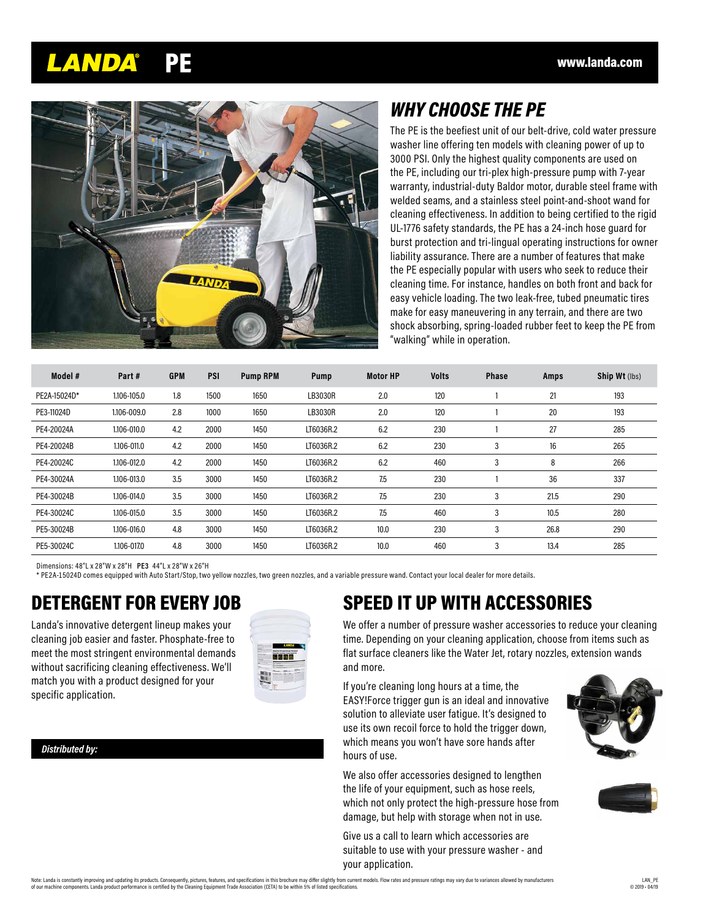# LANDA® PE

www.landa.com

## WHY CHOOSE THE PE

The PE is the beefiest unit of our belt-drive, cold water pressure washer line offering ten models with cleaning power of up to 3000 PSI. Only the highest quality components are used on the PE, including our tri-plex high-pressure pump with 7-year warranty, industrial-duty Baldor motor, durable steel frame with welded seams, and a stainless steel point-and-shoot wand for cleaning effectiveness. In addition to being certified to the rigid UL-1776 safety standards, the PE has a 24-inch hose guard for burst protection and tri-lingual operating instructions for owner liability assurance. There are a number of features that make the PE especially popular with users who seek to reduce their cleaning time. For instance, handles on both front and back for easy vehicle loading. The two leak-free, tubed pneumatic tires make for easy maneuvering in any terrain, and there are two shock absorbing, spring-loaded rubber feet to keep the PE from "walking" while in operation.

| Model # | Part # | GPM | PSI | Pump RPM | Pump | Motor HP | Volts | Phase | Amps | Ship Wt (lbs) |
|---|---|---|---|---|---|---|---|---|---|---|
| PE2A-15024D* | 1.106-105.0 | 1.8 | 1500 | 1650 | LB3030R | 2.0 | 120 | 1 | 21 | 193 |
| PE3-11024D | 1.106-009.0 | 2.8 | 1000 | 1650 | LB3030R | 2.0 | 120 | 1 | 20 | 193 |
| PE4-20024A | 1.106-010.0 | 4.2 | 2000 | 1450 | LT6036R.2 | 6.2 | 230 | 1 | 27 | 285 |
| PE4-20024B | 1.106-011.0 | 4.2 | 2000 | 1450 | LT6036R.2 | 6.2 | 230 | 3 | 16 | 265 |
| PE4-20024C | 1.106-012.0 | 4.2 | 2000 | 1450 | LT6036R.2 | 6.2 | 460 | 3 | 8 | 266 |
| PE4-30024A | 1.106-013.0 | 3.5 | 3000 | 1450 | LT6036R.2 | 7.5 | 230 | 1 | 36 | 337 |
| PE4-30024B | 1.106-014.0 | 3.5 | 3000 | 1450 | LT6036R.2 | 7.5 | 230 | 3 | 21.5 | 290 |
| PE4-30024C | 1.106-015.0 | 3.5 | 3000 | 1450 | LT6036R.2 | 7.5 | 460 | 3 | 10.5 | 280 |
| PE5-30024B | 1.106-016.0 | 4.8 | 3000 | 1450 | LT6036R.2 | 10.0 | 230 | 3 | 26.8 | 290 |
| PE5-30024C | 1.106-017.0 | 4.8 | 3000 | 1450 | LT6036R.2 | 10.0 | 460 | 3 | 13.4 | 285 |

Dimensions: 48"L x 28"W x 28"H **PE3** 44"L x 28"W x 26"H

* PE2A-15024D comes equipped with Auto Start/Stop, two yellow nozzles, two green nozzles, and a variable pressure wand. Contact your local dealer for more details.

## DETERGENT FOR EVERY JOB

Landa's innovative detergent lineup makes your cleaning job easier and faster. Phosphate-free to meet the most stringent environmental demands without sacrificing cleaning effectiveness. We'll match you with a product designed for your specific application.

***Distributed by:***

## SPEED IT UP WITH ACCESSORIES

We offer a number of pressure washer accessories to reduce your cleaning time. Depending on your cleaning application, choose from items such as flat surface cleaners like the Water Jet, rotary nozzles, extension wands and more.

If you're cleaning long hours at a time, the EASY!Force trigger gun is an ideal and innovative solution to alleviate user fatigue. It's designed to use its own recoil force to hold the trigger down, which means you won't have sore hands after hours of use.

We also offer accessories designed to lengthen the life of your equipment, such as hose reels, which not only protect the high-pressure hose from damage, but help with storage when not in use.

Give us a call to learn which accessories are suitable to use with your pressure washer - and your application.

Note: Landa is constantly improving and updating its products. Consequently, pictures, features, and specifications in this brochure may differ slightly from current models. Flow rates and pressure ratings may vary due to variances allowed by manufacturers of our machine components. Landa product performance is certified by the Cleaning Equipment Trade Association (CETA) to be within 5% of listed specifications.

LAN_PE
© 2019 - 04/19